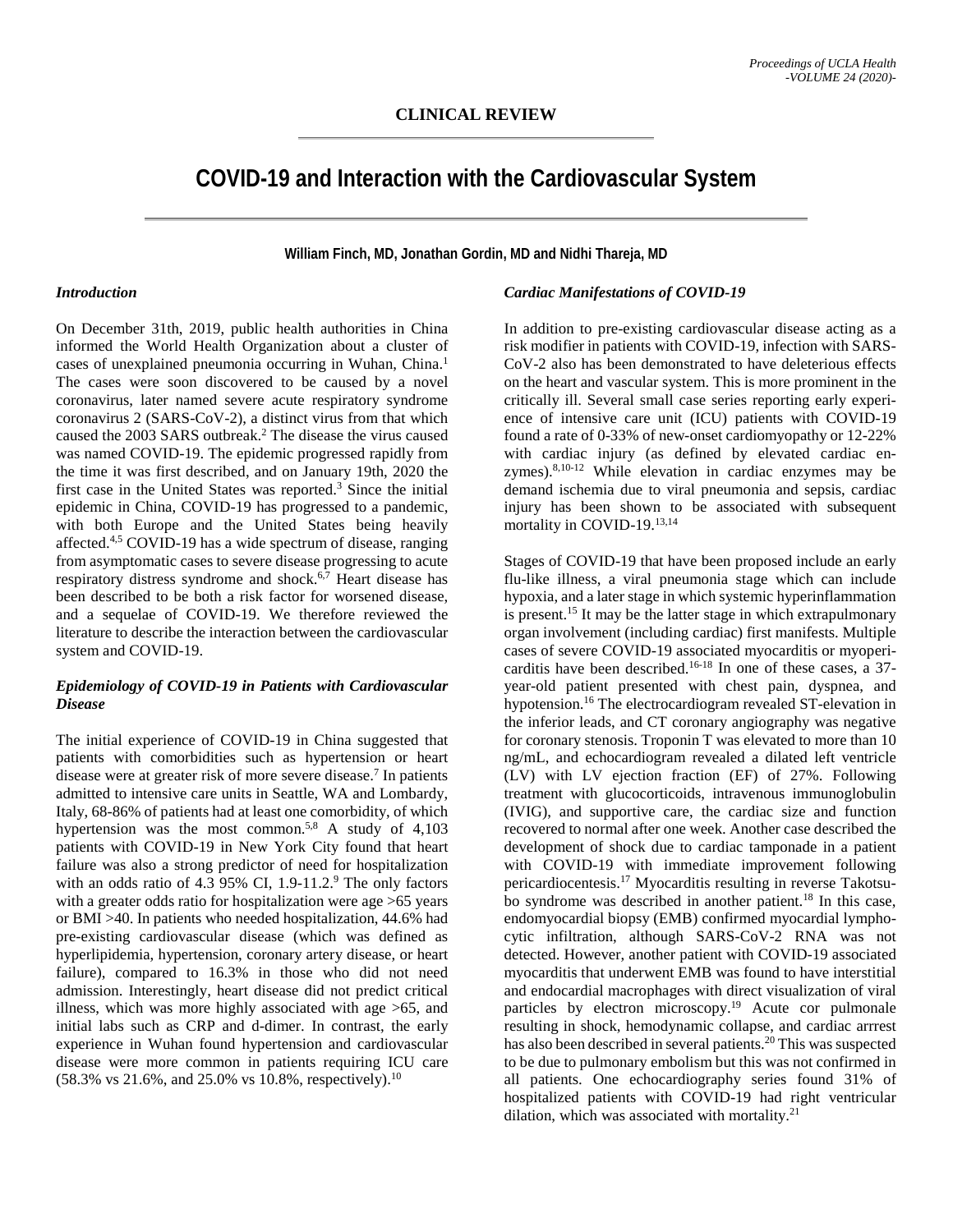**CLINICAL REVIEW**

# COVID-19 and Interaction with the Cardiovascular System

**William Finch, MD, Jonathan Gordin, MD and Nidhi Thareja, MD**

### *Introduction*

On December 31th, 2019, public health authorities in China informed the World Health Organization about a cluster of cases of unexplained pneumonia occurring in Wuhan, China.[1] The cases were soon discovered to be caused by a novel coronavirus, later named severe acute respiratory syndrome coronavirus 2 (SARS-CoV-2), a distinct virus from that which caused the 2003 SARS outbreak.[2] The disease the virus caused was named COVID-19. The epidemic progressed rapidly from the time it was first described, and on January 19th, 2020 the first case in the United States was reported.[3] Since the initial epidemic in China, COVID-19 has progressed to a pandemic, with both Europe and the United States being heavily affected.[4,5] COVID-19 has a wide spectrum of disease, ranging from asymptomatic cases to severe disease progressing to acute respiratory distress syndrome and shock.[6,7] Heart disease has been described to be both a risk factor for worsened disease, and a sequelae of COVID-19. We therefore reviewed the literature to describe the interaction between the cardiovascular system and COVID-19.

### *Epidemiology of COVID-19 in Patients with Cardiovascular Disease*

The initial experience of COVID-19 in China suggested that patients with comorbidities such as hypertension or heart disease were at greater risk of more severe disease.[7] In patients admitted to intensive care units in Seattle, WA and Lombardy, Italy, 68-86% of patients had at least one comorbidity, of which hypertension was the most common.[5,8] A study of 4,103 patients with COVID-19 in New York City found that heart failure was also a strong predictor of need for hospitalization with an odds ratio of 4.3 95% CI, 1.9-11.2.[9] The only factors with a greater odds ratio for hospitalization were age >65 years or BMI >40. In patients who needed hospitalization, 44.6% had pre-existing cardiovascular disease (which was defined as hyperlipidemia, hypertension, coronary artery disease, or heart failure), compared to 16.3% in those who did not need admission. Interestingly, heart disease did not predict critical illness, which was more highly associated with age >65, and initial labs such as CRP and d-dimer. In contrast, the early experience in Wuhan found hypertension and cardiovascular disease were more common in patients requiring ICU care (58.3% vs 21.6%, and 25.0% vs 10.8%, respectively).[10]

### *Cardiac Manifestations of COVID-19*

In addition to pre-existing cardiovascular disease acting as a risk modifier in patients with COVID-19, infection with SARS-CoV-2 also has been demonstrated to have deleterious effects on the heart and vascular system. This is more prominent in the critically ill. Several small case series reporting early experience of intensive care unit (ICU) patients with COVID-19 found a rate of 0-33% of new-onset cardiomyopathy or 12-22% with cardiac injury (as defined by elevated cardiac enzymes).[8,10-12] While elevation in cardiac enzymes may be demand ischemia due to viral pneumonia and sepsis, cardiac injury has been shown to be associated with subsequent mortality in COVID-19.[13,14]

Stages of COVID-19 that have been proposed include an early flu-like illness, a viral pneumonia stage which can include hypoxia, and a later stage in which systemic hyperinflammation is present.[15] It may be the latter stage in which extrapulmonary organ involvement (including cardiac) first manifests. Multiple cases of severe COVID-19 associated myocarditis or myopericarditis have been described.[16-18] In one of these cases, a 37-year-old patient presented with chest pain, dyspnea, and hypotension.[16] The electrocardiogram revealed ST-elevation in the inferior leads, and CT coronary angiography was negative for coronary stenosis. Troponin T was elevated to more than 10 ng/mL, and echocardiogram revealed a dilated left ventricle (LV) with LV ejection fraction (EF) of 27%. Following treatment with glucocorticoids, intravenous immunoglobulin (IVIG), and supportive care, the cardiac size and function recovered to normal after one week. Another case described the development of shock due to cardiac tamponade in a patient with COVID-19 with immediate improvement following pericardiocentesis.[17] Myocarditis resulting in reverse Takotsubo syndrome was described in another patient.[18] In this case, endomyocardial biopsy (EMB) confirmed myocardial lymphocytic infiltration, although SARS-CoV-2 RNA was not detected. However, another patient with COVID-19 associated myocarditis that underwent EMB was found to have interstitial and endocardial macrophages with direct visualization of viral particles by electron microscopy.[19] Acute cor pulmonale resulting in shock, hemodynamic collapse, and cardiac arrrest has also been described in several patients.[20] This was suspected to be due to pulmonary embolism but this was not confirmed in all patients. One echocardiography series found 31% of hospitalized patients with COVID-19 had right ventricular dilation, which was associated with mortality.[21]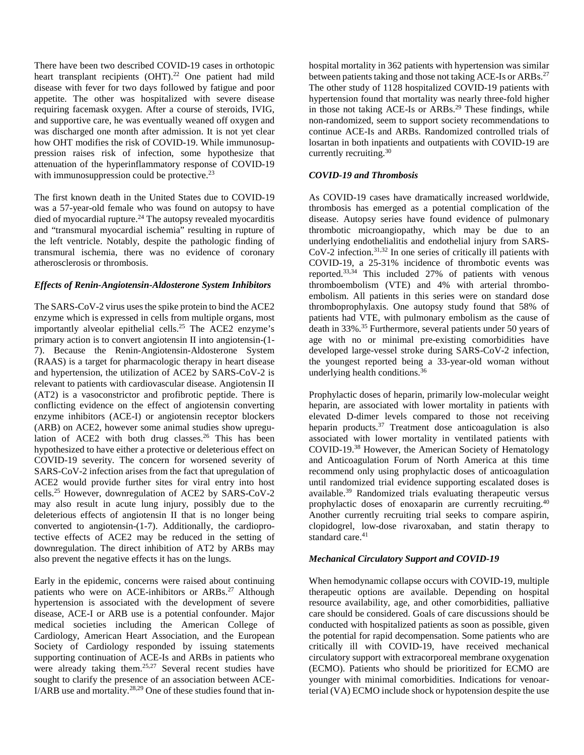There have been two described COVID-19 cases in orthotopic heart transplant recipients (OHT).[22] One patient had mild disease with fever for two days followed by fatigue and poor appetite. The other was hospitalized with severe disease requiring facemask oxygen. After a course of steroids, IVIG, and supportive care, he was eventually weaned off oxygen and was discharged one month after admission. It is not yet clear how OHT modifies the risk of COVID-19. While immunosuppression raises risk of infection, some hypothesize that attenuation of the hyperinflammatory response of COVID-19 with immunosuppression could be protective.[23]

The first known death in the United States due to COVID-19 was a 57-year-old female who was found on autopsy to have died of myocardial rupture.[24] The autopsy revealed myocarditis and "transmural myocardial ischemia" resulting in rupture of the left ventricle. Notably, despite the pathologic finding of transmural ischemia, there was no evidence of coronary atherosclerosis or thrombosis.

### *Effects of Renin-Angiotensin-Aldosterone System Inhibitors*

The SARS-CoV-2 virus uses the spike protein to bind the ACE2 enzyme which is expressed in cells from multiple organs, most importantly alveolar epithelial cells.[25] The ACE2 enzyme's primary action is to convert angiotensin II into angiotensin-(1-7). Because the Renin-Angiotensin-Aldosterone System (RAAS) is a target for pharmacologic therapy in heart disease and hypertension, the utilization of ACE2 by SARS-CoV-2 is relevant to patients with cardiovascular disease. Angiotensin II (AT2) is a vasoconstrictor and profibrotic peptide. There is conflicting evidence on the effect of angiotensin converting enzyme inhibitors (ACE-I) or angiotensin receptor blockers (ARB) on ACE2, however some animal studies show upregulation of ACE2 with both drug classes.[26] This has been hypothesized to have either a protective or deleterious effect on COVID-19 severity. The concern for worsened severity of SARS-CoV-2 infection arises from the fact that upregulation of ACE2 would provide further sites for viral entry into host cells.[25] However, downregulation of ACE2 by SARS-CoV-2 may also result in acute lung injury, possibly due to the deleterious effects of angiotensin II that is no longer being converted to angiotensin-(1-7). Additionally, the cardioprotective effects of ACE2 may be reduced in the setting of downregulation. The direct inhibition of AT2 by ARBs may also prevent the negative effects it has on the lungs.

Early in the epidemic, concerns were raised about continuing patients who were on ACE-inhibitors or ARBs.[27] Although hypertension is associated with the development of severe disease, ACE-I or ARB use is a potential confounder. Major medical societies including the American College of Cardiology, American Heart Association, and the European Society of Cardiology responded by issuing statements supporting continuation of ACE-Is and ARBs in patients who were already taking them.[25,27] Several recent studies have sought to clarify the presence of an association between ACE-I/ARB use and mortality.[28,29] One of these studies found that in-hospital mortality in 362 patients with hypertension was similar between patients taking and those not taking ACE-Is or ARBs.[27] The other study of 1128 hospitalized COVID-19 patients with hypertension found that mortality was nearly three-fold higher in those not taking ACE-Is or ARBs.[29] These findings, while non-randomized, seem to support society recommendations to continue ACE-Is and ARBs. Randomized controlled trials of losartan in both inpatients and outpatients with COVID-19 are currently recruiting.[30]

### *COVID-19 and Thrombosis*

As COVID-19 cases have dramatically increased worldwide, thrombosis has emerged as a potential complication of the disease. Autopsy series have found evidence of pulmonary thrombotic microangiopathy, which may be due to an underlying endothelialitis and endothelial injury from SARS-CoV-2 infection.[31,32] In one series of critically ill patients with COVID-19, a 25-31% incidence of thrombotic events was reported.[33,34] This included 27% of patients with venous thromboembolism (VTE) and 4% with arterial thromboembolism. All patients in this series were on standard dose thromboprophylaxis. One autopsy study found that 58% of patients had VTE, with pulmonary embolism as the cause of death in 33%.[35] Furthermore, several patients under 50 years of age with no or minimal pre-existing comorbidities have developed large-vessel stroke during SARS-CoV-2 infection, the youngest reported being a 33-year-old woman without underlying health conditions.[36]

Prophylactic doses of heparin, primarily low-molecular weight heparin, are associated with lower mortality in patients with elevated D-dimer levels compared to those not receiving heparin products.[37] Treatment dose anticoagulation is also associated with lower mortality in ventilated patients with COVID-19.[38] However, the American Society of Hematology and Anticoagulation Forum of North America at this time recommend only using prophylactic doses of anticoagulation until randomized trial evidence supporting escalated doses is available.[39] Randomized trials evaluating therapeutic versus prophylactic doses of enoxaparin are currently recruiting.[40] Another currently recruiting trial seeks to compare aspirin, clopidogrel, low-dose rivaroxaban, and statin therapy to standard care.[41]

### *Mechanical Circulatory Support and COVID-19*

When hemodynamic collapse occurs with COVID-19, multiple therapeutic options are available. Depending on hospital resource availability, age, and other comorbidities, palliative care should be considered. Goals of care discussions should be conducted with hospitalized patients as soon as possible, given the potential for rapid decompensation. Some patients who are critically ill with COVID-19, have received mechanical circulatory support with extracorporeal membrane oxygenation (ECMO). Patients who should be prioritized for ECMO are younger with minimal comorbidities. Indications for venoarterial (VA) ECMO include shock or hypotension despite the use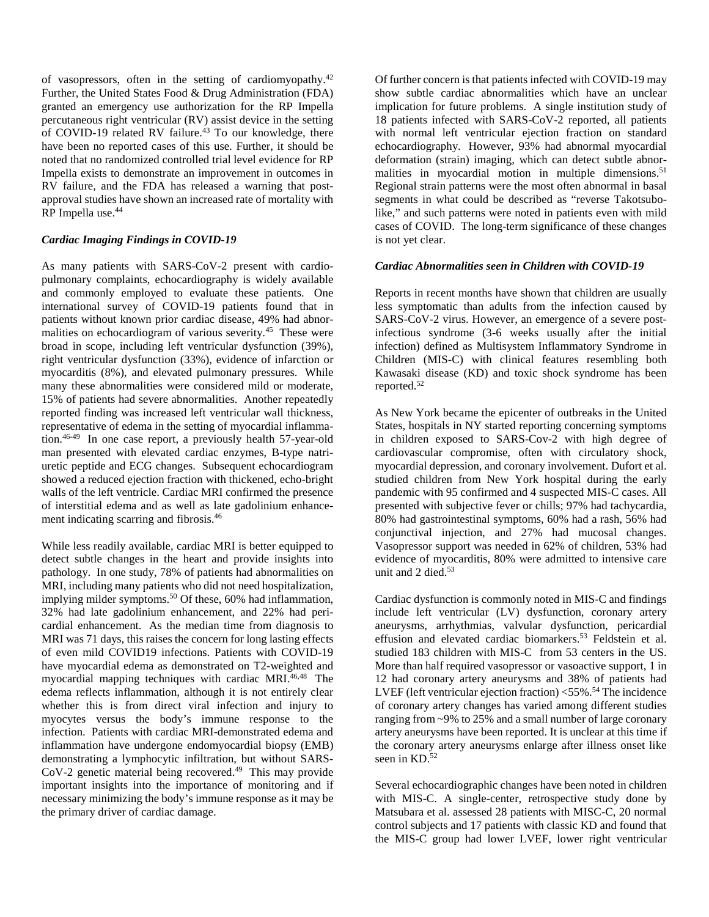of vasopressors, often in the setting of cardiomyopathy.[42] Further, the United States Food & Drug Administration (FDA) granted an emergency use authorization for the RP Impella percutaneous right ventricular (RV) assist device in the setting of COVID-19 related RV failure.[43] To our knowledge, there have been no reported cases of this use. Further, it should be noted that no randomized controlled trial level evidence for RP Impella exists to demonstrate an improvement in outcomes in RV failure, and the FDA has released a warning that post-approval studies have shown an increased rate of mortality with RP Impella use.[44]

### *Cardiac Imaging Findings in COVID-19*

As many patients with SARS-CoV-2 present with cardiopulmonary complaints, echocardiography is widely available and commonly employed to evaluate these patients. One international survey of COVID-19 patients found that in patients without known prior cardiac disease, 49% had abnormalities on echocardiogram of various severity.[45] These were broad in scope, including left ventricular dysfunction (39%), right ventricular dysfunction (33%), evidence of infarction or myocarditis (8%), and elevated pulmonary pressures. While many these abnormalities were considered mild or moderate, 15% of patients had severe abnormalities. Another repeatedly reported finding was increased left ventricular wall thickness, representative of edema in the setting of myocardial inflammation.[46-49] In one case report, a previously health 57-year-old man presented with elevated cardiac enzymes, B-type natriuretic peptide and ECG changes. Subsequent echocardiogram showed a reduced ejection fraction with thickened, echo-bright walls of the left ventricle. Cardiac MRI confirmed the presence of interstitial edema and as well as late gadolinium enhancement indicating scarring and fibrosis.[46]

While less readily available, cardiac MRI is better equipped to detect subtle changes in the heart and provide insights into pathology. In one study, 78% of patients had abnormalities on MRI, including many patients who did not need hospitalization, implying milder symptoms.[50] Of these, 60% had inflammation, 32% had late gadolinium enhancement, and 22% had pericardial enhancement. As the median time from diagnosis to MRI was 71 days, this raises the concern for long lasting effects of even mild COVID19 infections. Patients with COVID-19 have myocardial edema as demonstrated on T2-weighted and myocardial mapping techniques with cardiac MRI.[46,48] The edema reflects inflammation, although it is not entirely clear whether this is from direct viral infection and injury to myocytes versus the body's immune response to the infection. Patients with cardiac MRI-demonstrated edema and inflammation have undergone endomyocardial biopsy (EMB) demonstrating a lymphocytic infiltration, but without SARS-CoV-2 genetic material being recovered.[49] This may provide important insights into the importance of monitoring and if necessary minimizing the body's immune response as it may be the primary driver of cardiac damage.

Of further concern is that patients infected with COVID-19 may show subtle cardiac abnormalities which have an unclear implication for future problems. A single institution study of 18 patients infected with SARS-CoV-2 reported, all patients with normal left ventricular ejection fraction on standard echocardiography. However, 93% had abnormal myocardial deformation (strain) imaging, which can detect subtle abnormalities in myocardial motion in multiple dimensions.[51] Regional strain patterns were the most often abnormal in basal segments in what could be described as "reverse Takotsubo-like," and such patterns were noted in patients even with mild cases of COVID. The long-term significance of these changes is not yet clear.

### *Cardiac Abnormalities seen in Children with COVID-19*

Reports in recent months have shown that children are usually less symptomatic than adults from the infection caused by SARS-CoV-2 virus. However, an emergence of a severe post-infectious syndrome (3-6 weeks usually after the initial infection) defined as Multisystem Inflammatory Syndrome in Children (MIS-C) with clinical features resembling both Kawasaki disease (KD) and toxic shock syndrome has been reported.[52]

As New York became the epicenter of outbreaks in the United States, hospitals in NY started reporting concerning symptoms in children exposed to SARS-Cov-2 with high degree of cardiovascular compromise, often with circulatory shock, myocardial depression, and coronary involvement. Dufort et al. studied children from New York hospital during the early pandemic with 95 confirmed and 4 suspected MIS-C cases. All presented with subjective fever or chills; 97% had tachycardia, 80% had gastrointestinal symptoms, 60% had a rash, 56% had conjunctival injection, and 27% had mucosal changes. Vasopressor support was needed in 62% of children, 53% had evidence of myocarditis, 80% were admitted to intensive care unit and 2 died.[53]

Cardiac dysfunction is commonly noted in MIS-C and findings include left ventricular (LV) dysfunction, coronary artery aneurysms, arrhythmias, valvular dysfunction, pericardial effusion and elevated cardiac biomarkers.[53] Feldstein et al. studied 183 children with MIS-C from 53 centers in the US. More than half required vasopressor or vasoactive support, 1 in 12 had coronary artery aneurysms and 38% of patients had LVEF (left ventricular ejection fraction) <55%.[54] The incidence of coronary artery changes has varied among different studies ranging from ~9% to 25% and a small number of large coronary artery aneurysms have been reported. It is unclear at this time if the coronary artery aneurysms enlarge after illness onset like seen in KD.[52]

Several echocardiographic changes have been noted in children with MIS-C. A single-center, retrospective study done by Matsubara et al. assessed 28 patients with MISC-C, 20 normal control subjects and 17 patients with classic KD and found that the MIS-C group had lower LVEF, lower right ventricular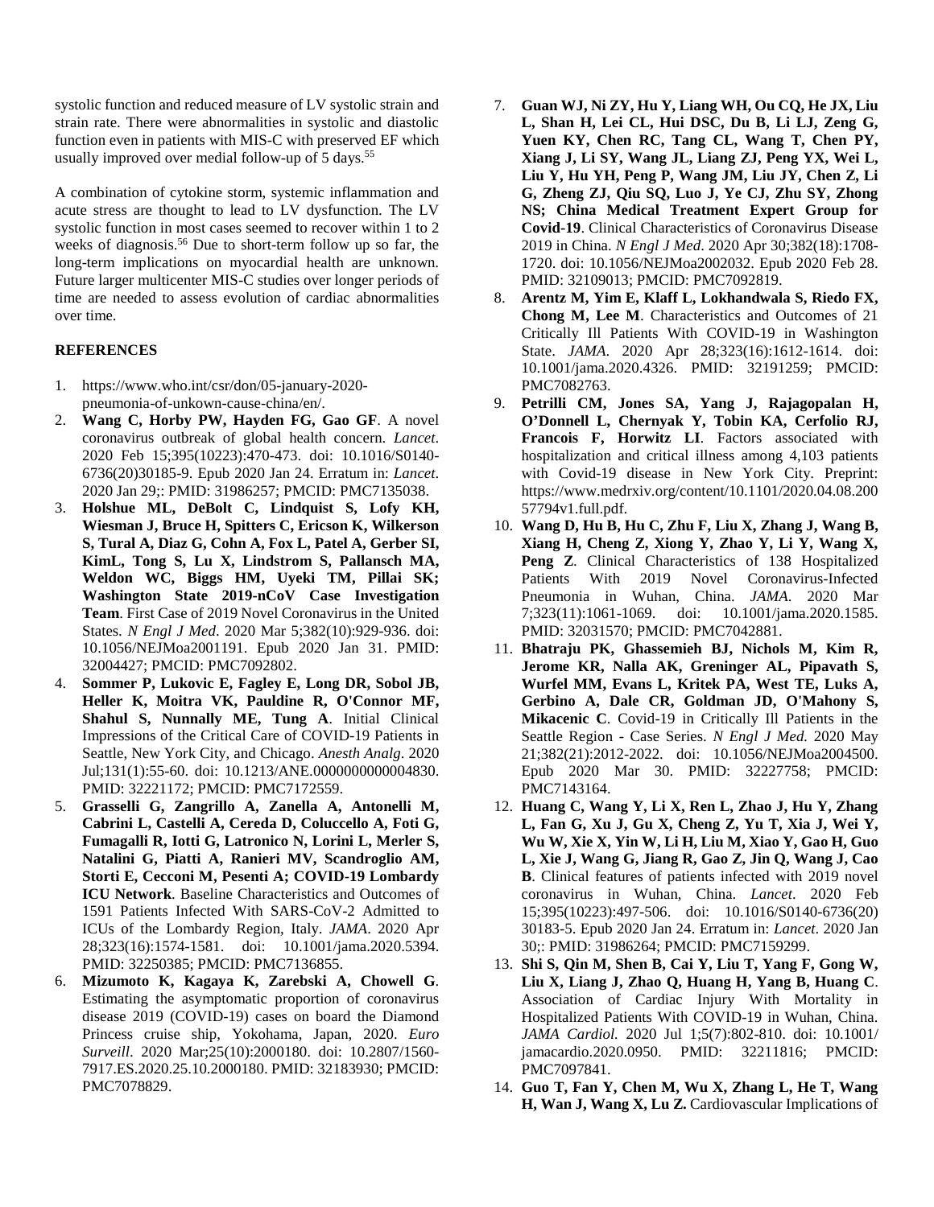systolic function and reduced measure of LV systolic strain and strain rate. There were abnormalities in systolic and diastolic function even in patients with MIS-C with preserved EF which usually improved over medial follow-up of 5 days.[55]

A combination of cytokine storm, systemic inflammation and acute stress are thought to lead to LV dysfunction. The LV systolic function in most cases seemed to recover within 1 to 2 weeks of diagnosis.[56] Due to short-term follow up so far, the long-term implications on myocardial health are unknown. Future larger multicenter MIS-C studies over longer periods of time are needed to assess evolution of cardiac abnormalities over time.

## REFERENCES

1. https://www.who.int/csr/don/05-january-2020-pneumonia-of-unkown-cause-china/en/.
2. **Wang C, Horby PW, Hayden FG, Gao GF**. A novel coronavirus outbreak of global health concern. *Lancet*. 2020 Feb 15;395(10223):470-473. doi: 10.1016/S0140-6736(20)30185-9. Epub 2020 Jan 24. Erratum in: *Lancet*. 2020 Jan 29;: PMID: 31986257; PMCID: PMC7135038.
3. **Holshue ML, DeBolt C, Lindquist S, Lofy KH, Wiesman J, Bruce H, Spitters C, Ericson K, Wilkerson S, Tural A, Diaz G, Cohn A, Fox L, Patel A, Gerber SI, KimL, Tong S, Lu X, Lindstrom S, Pallansch MA, Weldon WC, Biggs HM, Uyeki TM, Pillai SK; Washington State 2019-nCoV Case Investigation Team**. First Case of 2019 Novel Coronavirus in the United States. *N Engl J Med*. 2020 Mar 5;382(10):929-936. doi: 10.1056/NEJMoa2001191. Epub 2020 Jan 31. PMID: 32004427; PMCID: PMC7092802.
4. **Sommer P, Lukovic E, Fagley E, Long DR, Sobol JB, Heller K, Moitra VK, Pauldine R, O'Connor MF, Shahul S, Nunnally ME, Tung A**. Initial Clinical Impressions of the Critical Care of COVID-19 Patients in Seattle, New York City, and Chicago. *Anesth Analg*. 2020 Jul;131(1):55-60. doi: 10.1213/ANE.0000000000004830. PMID: 32221172; PMCID: PMC7172559.
5. **Grasselli G, Zangrillo A, Zanella A, Antonelli M, Cabrini L, Castelli A, Cereda D, Coluccello A, Foti G, Fumagalli R, Iotti G, Latronico N, Lorini L, Merler S, Natalini G, Piatti A, Ranieri MV, Scandroglio AM, Storti E, Cecconi M, Pesenti A; COVID-19 Lombardy ICU Network**. Baseline Characteristics and Outcomes of 1591 Patients Infected With SARS-CoV-2 Admitted to ICUs of the Lombardy Region, Italy. *JAMA*. 2020 Apr 28;323(16):1574-1581. doi: 10.1001/jama.2020.5394. PMID: 32250385; PMCID: PMC7136855.
6. **Mizumoto K, Kagaya K, Zarebski A, Chowell G**. Estimating the asymptomatic proportion of coronavirus disease 2019 (COVID-19) cases on board the Diamond Princess cruise ship, Yokohama, Japan, 2020. *Euro Surveill*. 2020 Mar;25(10):2000180. doi: 10.2807/1560-7917.ES.2020.25.10.2000180. PMID: 32183930; PMCID: PMC7078829.
7. **Guan WJ, Ni ZY, Hu Y, Liang WH, Ou CQ, He JX, Liu L, Shan H, Lei CL, Hui DSC, Du B, Li LJ, Zeng G, Yuen KY, Chen RC, Tang CL, Wang T, Chen PY, Xiang J, Li SY, Wang JL, Liang ZJ, Peng YX, Wei L, Liu Y, Hu YH, Peng P, Wang JM, Liu JY, Chen Z, Li G, Zheng ZJ, Qiu SQ, Luo J, Ye CJ, Zhu SY, Zhong NS; China Medical Treatment Expert Group for Covid-19**. Clinical Characteristics of Coronavirus Disease 2019 in China. *N Engl J Med*. 2020 Apr 30;382(18):1708-1720. doi: 10.1056/NEJMoa2002032. Epub 2020 Feb 28. PMID: 32109013; PMCID: PMC7092819.
8. **Arentz M, Yim E, Klaff L, Lokhandwala S, Riedo FX, Chong M, Lee M**. Characteristics and Outcomes of 21 Critically Ill Patients With COVID-19 in Washington State. *JAMA*. 2020 Apr 28;323(16):1612-1614. doi: 10.1001/jama.2020.4326. PMID: 32191259; PMCID: PMC7082763.
9. **Petrilli CM, Jones SA, Yang J, Rajagopalan H, O'Donnell L, Chernyak Y, Tobin KA, Cerfolio RJ, Francois F, Horwitz LI**. Factors associated with hospitalization and critical illness among 4,103 patients with Covid-19 disease in New York City. Preprint: https://www.medrxiv.org/content/10.1101/2020.04.08.20057794v1.full.pdf.
10. **Wang D, Hu B, Hu C, Zhu F, Liu X, Zhang J, Wang B, Xiang H, Cheng Z, Xiong Y, Zhao Y, Li Y, Wang X, Peng Z**. Clinical Characteristics of 138 Hospitalized Patients With 2019 Novel Coronavirus-Infected Pneumonia in Wuhan, China. *JAMA*. 2020 Mar 7;323(11):1061-1069. doi: 10.1001/jama.2020.1585. PMID: 32031570; PMCID: PMC7042881.
11. **Bhatraju PK, Ghassemieh BJ, Nichols M, Kim R, Jerome KR, Nalla AK, Greninger AL, Pipavath S, Wurfel MM, Evans L, Kritek PA, West TE, Luks A, Gerbino A, Dale CR, Goldman JD, O'Mahony S, Mikacenic C**. Covid-19 in Critically Ill Patients in the Seattle Region - Case Series. *N Engl J Med.* 2020 May 21;382(21):2012-2022. doi: 10.1056/NEJMoa2004500. Epub 2020 Mar 30. PMID: 32227758; PMCID: PMC7143164.
12. **Huang C, Wang Y, Li X, Ren L, Zhao J, Hu Y, Zhang L, Fan G, Xu J, Gu X, Cheng Z, Yu T, Xia J, Wei Y, Wu W, Xie X, Yin W, Li H, Liu M, Xiao Y, Gao H, Guo L, Xie J, Wang G, Jiang R, Gao Z, Jin Q, Wang J, Cao B**. Clinical features of patients infected with 2019 novel coronavirus in Wuhan, China. *Lancet*. 2020 Feb 15;395(10223):497-506. doi: 10.1016/S0140-6736(20) 30183-5. Epub 2020 Jan 24. Erratum in: *Lancet*. 2020 Jan 30;: PMID: 31986264; PMCID: PMC7159299.
13. **Shi S, Qin M, Shen B, Cai Y, Liu T, Yang F, Gong W, Liu X, Liang J, Zhao Q, Huang H, Yang B, Huang C**. Association of Cardiac Injury With Mortality in Hospitalized Patients With COVID-19 in Wuhan, China. *JAMA Cardiol.* 2020 Jul 1;5(7):802-810. doi: 10.1001/ jamacardio.2020.0950. PMID: 32211816; PMCID: PMC7097841.
14. **Guo T, Fan Y, Chen M, Wu X, Zhang L, He T, Wang H, Wan J, Wang X, Lu Z.** Cardiovascular Implications of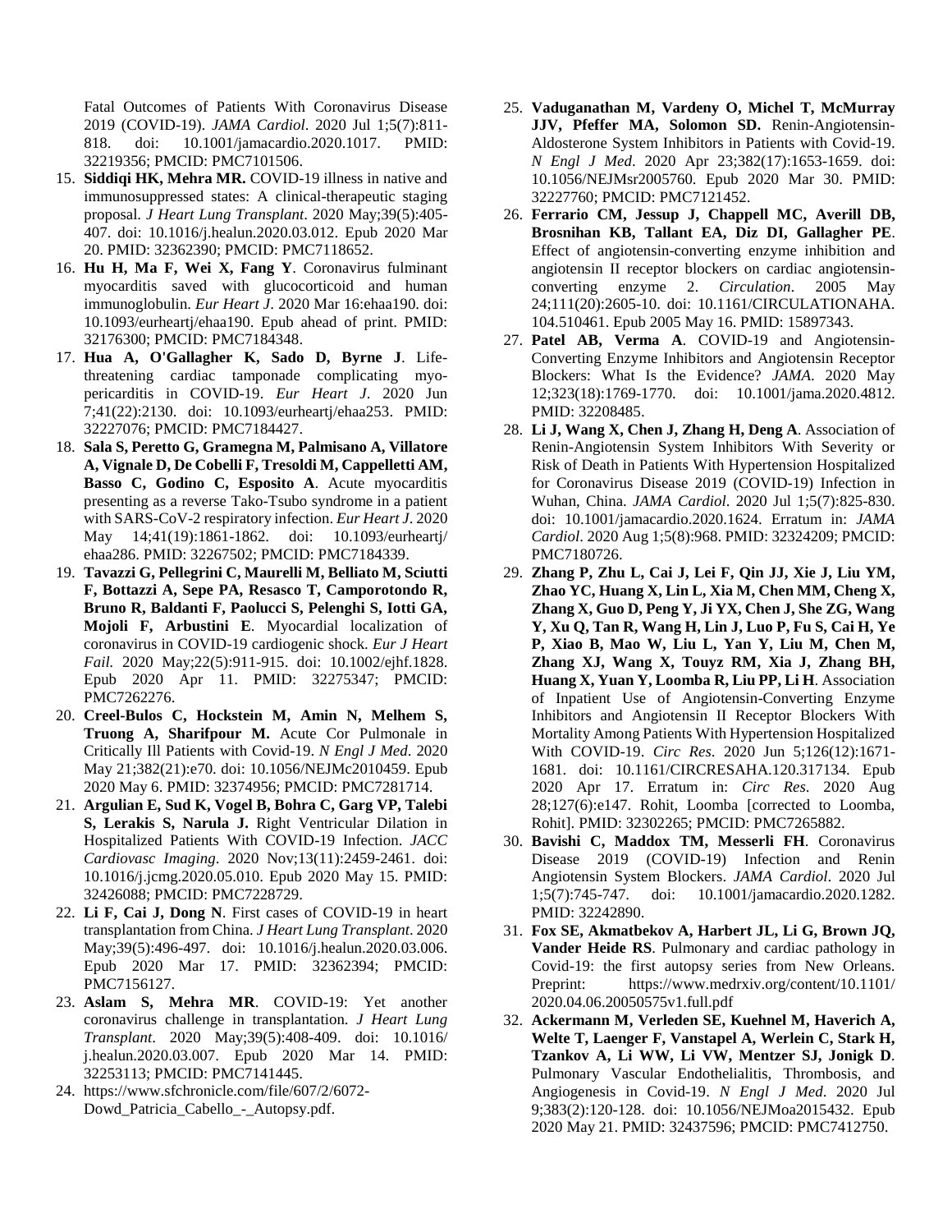Fatal Outcomes of Patients With Coronavirus Disease 2019 (COVID-19). *JAMA Cardiol*. 2020 Jul 1;5(7):811-818. doi: 10.1001/jamacardio.2020.1017. PMID: 32219356; PMCID: PMC7101506.

15. **Siddiqi HK, Mehra MR.** COVID-19 illness in native and immunosuppressed states: A clinical-therapeutic staging proposal. *J Heart Lung Transplant*. 2020 May;39(5):405-407. doi: 10.1016/j.healun.2020.03.012. Epub 2020 Mar 20. PMID: 32362390; PMCID: PMC7118652.
16. **Hu H, Ma F, Wei X, Fang Y**. Coronavirus fulminant myocarditis saved with glucocorticoid and human immunoglobulin. *Eur Heart J*. 2020 Mar 16:ehaa190. doi: 10.1093/eurheartj/ehaa190. Epub ahead of print. PMID: 32176300; PMCID: PMC7184348.
17. **Hua A, O'Gallagher K, Sado D, Byrne J**. Life-threatening cardiac tamponade complicating myo-pericarditis in COVID-19. *Eur Heart J*. 2020 Jun 7;41(22):2130. doi: 10.1093/eurheartj/ehaa253. PMID: 32227076; PMCID: PMC7184427.
18. **Sala S, Peretto G, Gramegna M, Palmisano A, Villatore A, Vignale D, De Cobelli F, Tresoldi M, Cappelletti AM, Basso C, Godino C, Esposito A**. Acute myocarditis presenting as a reverse Tako-Tsubo syndrome in a patient with SARS-CoV-2 respiratory infection. *Eur Heart J*. 2020 May 14;41(19):1861-1862. doi: 10.1093/eurheartj/ehaa286. PMID: 32267502; PMCID: PMC7184339.
19. **Tavazzi G, Pellegrini C, Maurelli M, Belliato M, Sciutti F, Bottazzi A, Sepe PA, Resasco T, Camporotondo R, Bruno R, Baldanti F, Paolucci S, Pelenghi S, Iotti GA, Mojoli F, Arbustini E**. Myocardial localization of coronavirus in COVID-19 cardiogenic shock. *Eur J Heart Fail*. 2020 May;22(5):911-915. doi: 10.1002/ejhf.1828. Epub 2020 Apr 11. PMID: 32275347; PMCID: PMC7262276.
20. **Creel-Bulos C, Hockstein M, Amin N, Melhem S, Truong A, Sharifpour M.** Acute Cor Pulmonale in Critically Ill Patients with Covid-19. *N Engl J Med*. 2020 May 21;382(21):e70. doi: 10.1056/NEJMc2010459. Epub 2020 May 6. PMID: 32374956; PMCID: PMC7281714.
21. **Argulian E, Sud K, Vogel B, Bohra C, Garg VP, Talebi S, Lerakis S, Narula J.** Right Ventricular Dilation in Hospitalized Patients With COVID-19 Infection. *JACC Cardiovasc Imaging*. 2020 Nov;13(11):2459-2461. doi: 10.1016/j.jcmg.2020.05.010. Epub 2020 May 15. PMID: 32426088; PMCID: PMC7228729.
22. **Li F, Cai J, Dong N**. First cases of COVID-19 in heart transplantation from China. *J Heart Lung Transplant*. 2020 May;39(5):496-497. doi: 10.1016/j.healun.2020.03.006. Epub 2020 Mar 17. PMID: 32362394; PMCID: PMC7156127.
23. **Aslam S, Mehra MR**. COVID-19: Yet another coronavirus challenge in transplantation. *J Heart Lung Transplant*. 2020 May;39(5):408-409. doi: 10.1016/j.healun.2020.03.007. Epub 2020 Mar 14. PMID: 32253113; PMCID: PMC7141445.
24. https://www.sfchronicle.com/file/607/2/6072-Dowd_Patricia_Cabello_-_Autopsy.pdf.
25. **Vaduganathan M, Vardeny O, Michel T, McMurray JJV, Pfeffer MA, Solomon SD.** Renin-Angiotensin-Aldosterone System Inhibitors in Patients with Covid-19. *N Engl J Med*. 2020 Apr 23;382(17):1653-1659. doi: 10.1056/NEJMsr2005760. Epub 2020 Mar 30. PMID: 32227760; PMCID: PMC7121452.
26. **Ferrario CM, Jessup J, Chappell MC, Averill DB, Brosnihan KB, Tallant EA, Diz DI, Gallagher PE**. Effect of angiotensin-converting enzyme inhibition and angiotensin II receptor blockers on cardiac angiotensin-converting enzyme 2. *Circulation*. 2005 May 24;111(20):2605-10. doi: 10.1161/CIRCULATIONAHA.104.510461. Epub 2005 May 16. PMID: 15897343.
27. **Patel AB, Verma A**. COVID-19 and Angiotensin-Converting Enzyme Inhibitors and Angiotensin Receptor Blockers: What Is the Evidence? *JAMA*. 2020 May 12;323(18):1769-1770. doi: 10.1001/jama.2020.4812. PMID: 32208485.
28. **Li J, Wang X, Chen J, Zhang H, Deng A**. Association of Renin-Angiotensin System Inhibitors With Severity or Risk of Death in Patients With Hypertension Hospitalized for Coronavirus Disease 2019 (COVID-19) Infection in Wuhan, China. *JAMA Cardiol*. 2020 Jul 1;5(7):825-830. doi: 10.1001/jamacardio.2020.1624. Erratum in: *JAMA Cardiol*. 2020 Aug 1;5(8):968. PMID: 32324209; PMCID: PMC7180726.
29. **Zhang P, Zhu L, Cai J, Lei F, Qin JJ, Xie J, Liu YM, Zhao YC, Huang X, Lin L, Xia M, Chen MM, Cheng X, Zhang X, Guo D, Peng Y, Ji YX, Chen J, She ZG, Wang Y, Xu Q, Tan R, Wang H, Lin J, Luo P, Fu S, Cai H, Ye P, Xiao B, Mao W, Liu L, Yan Y, Liu M, Chen M, Zhang XJ, Wang X, Touyz RM, Xia J, Zhang BH, Huang X, Yuan Y, Loomba R, Liu PP, Li H**. Association of Inpatient Use of Angiotensin-Converting Enzyme Inhibitors and Angiotensin II Receptor Blockers With Mortality Among Patients With Hypertension Hospitalized With COVID-19. *Circ Res*. 2020 Jun 5;126(12):1671-1681. doi: 10.1161/CIRCRESAHA.120.317134. Epub 2020 Apr 17. Erratum in: *Circ Res*. 2020 Aug 28;127(6):e147. Rohit, Loomba [corrected to Loomba, Rohit]. PMID: 32302265; PMCID: PMC7265882.
30. **Bavishi C, Maddox TM, Messerli FH**. Coronavirus Disease 2019 (COVID-19) Infection and Renin Angiotensin System Blockers. *JAMA Cardiol*. 2020 Jul 1;5(7):745-747. doi: 10.1001/jamacardio.2020.1282. PMID: 32242890.
31. **Fox SE, Akmatbekov A, Harbert JL, Li G, Brown JQ, Vander Heide RS**. Pulmonary and cardiac pathology in Covid-19: the first autopsy series from New Orleans. Preprint: https://www.medrxiv.org/content/10.1101/2020.04.06.20050575v1.full.pdf
32. **Ackermann M, Verleden SE, Kuehnel M, Haverich A, Welte T, Laenger F, Vanstapel A, Werlein C, Stark H, Tzankov A, Li WW, Li VW, Mentzer SJ, Jonigk D**. Pulmonary Vascular Endothelialitis, Thrombosis, and Angiogenesis in Covid-19. *N Engl J Med*. 2020 Jul 9;383(2):120-128. doi: 10.1056/NEJMoa2015432. Epub 2020 May 21. PMID: 32437596; PMCID: PMC7412750.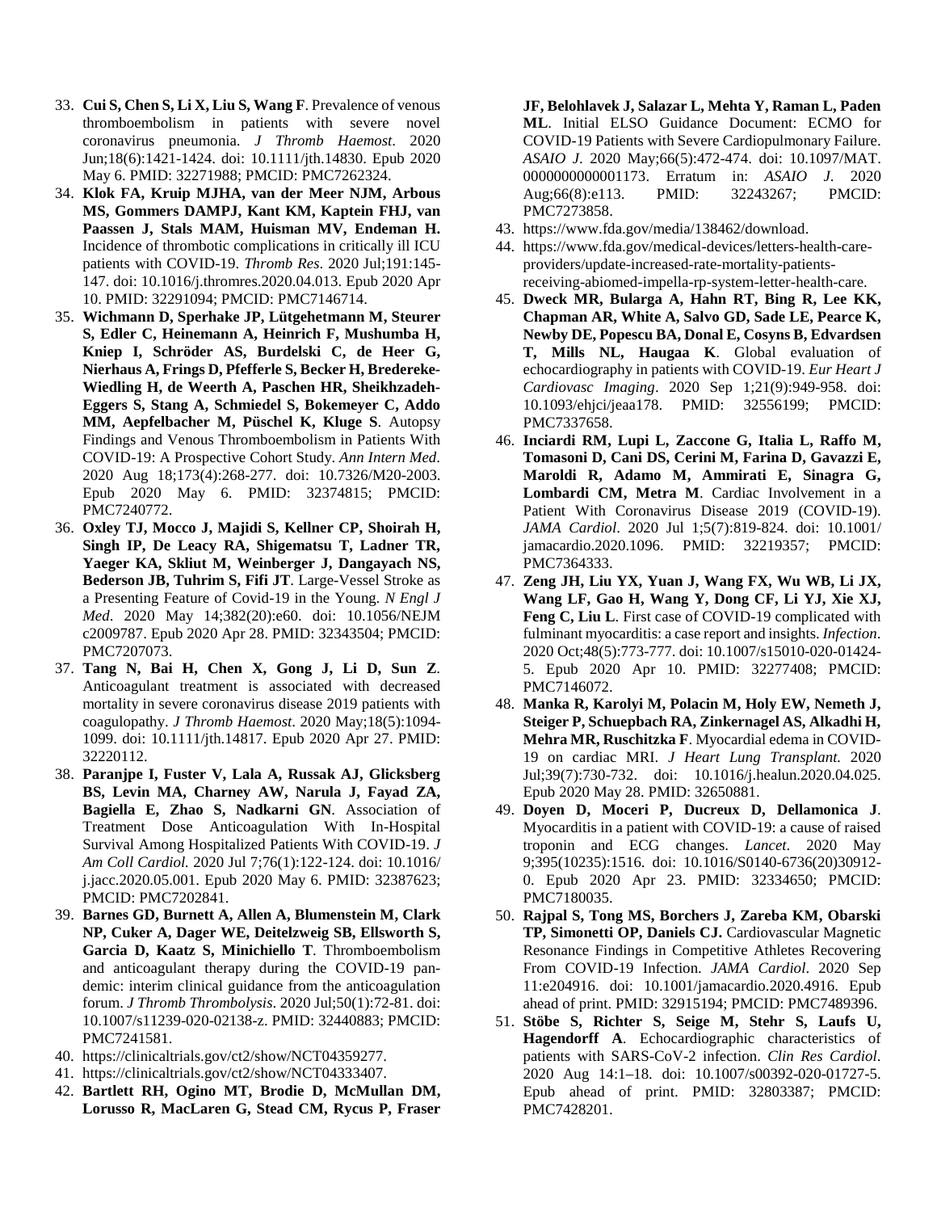33. **Cui S, Chen S, Li X, Liu S, Wang F**. Prevalence of venous thromboembolism in patients with severe novel coronavirus pneumonia. *J Thromb Haemost*. 2020 Jun;18(6):1421-1424. doi: 10.1111/jth.14830. Epub 2020 May 6. PMID: 32271988; PMCID: PMC7262324.
34. **Klok FA, Kruip MJHA, van der Meer NJM, Arbous MS, Gommers DAMPJ, Kant KM, Kaptein FHJ, van Paassen J, Stals MAM, Huisman MV, Endeman H.** Incidence of thrombotic complications in critically ill ICU patients with COVID-19. *Thromb Res*. 2020 Jul;191:145-147. doi: 10.1016/j.thromres.2020.04.013. Epub 2020 Apr 10. PMID: 32291094; PMCID: PMC7146714.
35. **Wichmann D, Sperhake JP, Lütgehetmann M, Steurer S, Edler C, Heinemann A, Heinrich F, Mushumba H, Kniep I, Schröder AS, Burdelski C, de Heer G, Nierhaus A, Frings D, Pfefferle S, Becker H, Bredereke-Wiedling H, de Weerth A, Paschen HR, Sheikhzadeh-Eggers S, Stang A, Schmiedel S, Bokemeyer C, Addo MM, Aepfelbacher M, Püschel K, Kluge S**. Autopsy Findings and Venous Thromboembolism in Patients With COVID-19: A Prospective Cohort Study. *Ann Intern Med*. 2020 Aug 18;173(4):268-277. doi: 10.7326/M20-2003. Epub 2020 May 6. PMID: 32374815; PMCID: PMC7240772.
36. **Oxley TJ, Mocco J, Majidi S, Kellner CP, Shoirah H, Singh IP, De Leacy RA, Shigematsu T, Ladner TR, Yaeger KA, Skliut M, Weinberger J, Dangayach NS, Bederson JB, Tuhrim S, Fifi JT**. Large-Vessel Stroke as a Presenting Feature of Covid-19 in the Young. *N Engl J Med*. 2020 May 14;382(20):e60. doi: 10.1056/NEJMc2009787. Epub 2020 Apr 28. PMID: 32343504; PMCID: PMC7207073.
37. **Tang N, Bai H, Chen X, Gong J, Li D, Sun Z**. Anticoagulant treatment is associated with decreased mortality in severe coronavirus disease 2019 patients with coagulopathy. *J Thromb Haemost*. 2020 May;18(5):1094-1099. doi: 10.1111/jth.14817. Epub 2020 Apr 27. PMID: 32220112.
38. **Paranjpe I, Fuster V, Lala A, Russak AJ, Glicksberg BS, Levin MA, Charney AW, Narula J, Fayad ZA, Bagiella E, Zhao S, Nadkarni GN**. Association of Treatment Dose Anticoagulation With In-Hospital Survival Among Hospitalized Patients With COVID-19. *J Am Coll Cardiol.* 2020 Jul 7;76(1):122-124. doi: 10.1016/j.jacc.2020.05.001. Epub 2020 May 6. PMID: 32387623; PMCID: PMC7202841.
39. **Barnes GD, Burnett A, Allen A, Blumenstein M, Clark NP, Cuker A, Dager WE, Deitelzweig SB, Ellsworth S, Garcia D, Kaatz S, Minichiello T**. Thromboembolism and anticoagulant therapy during the COVID-19 pandemic: interim clinical guidance from the anticoagulation forum. *J Thromb Thrombolysis*. 2020 Jul;50(1):72-81. doi: 10.1007/s11239-020-02138-z. PMID: 32440883; PMCID: PMC7241581.
40. https://clinicaltrials.gov/ct2/show/NCT04359277.
41. https://clinicaltrials.gov/ct2/show/NCT04333407.
42. **Bartlett RH, Ogino MT, Brodie D, McMullan DM, Lorusso R, MacLaren G, Stead CM, Rycus P, Fraser JF, Belohlavek J, Salazar L, Mehta Y, Raman L, Paden ML**. Initial ELSO Guidance Document: ECMO for COVID-19 Patients with Severe Cardiopulmonary Failure. *ASAIO J*. 2020 May;66(5):472-474. doi: 10.1097/MAT.0000000000001173. Erratum in: *ASAIO J*. 2020 Aug;66(8):e113. PMID: 32243267; PMCID: PMC7273858.
43. https://www.fda.gov/media/138462/download.
44. https://www.fda.gov/medical-devices/letters-health-care-providers/update-increased-rate-mortality-patients-receiving-abiomed-impella-rp-system-letter-health-care.
45. **Dweck MR, Bularga A, Hahn RT, Bing R, Lee KK, Chapman AR, White A, Salvo GD, Sade LE, Pearce K, Newby DE, Popescu BA, Donal E, Cosyns B, Edvardsen T, Mills NL, Haugaa K**. Global evaluation of echocardiography in patients with COVID-19. *Eur Heart J Cardiovasc Imaging*. 2020 Sep 1;21(9):949-958. doi: 10.1093/ehjci/jeaa178. PMID: 32556199; PMCID: PMC7337658.
46. **Inciardi RM, Lupi L, Zaccone G, Italia L, Raffo M, Tomasoni D, Cani DS, Cerini M, Farina D, Gavazzi E, Maroldi R, Adamo M, Ammirati E, Sinagra G, Lombardi CM, Metra M**. Cardiac Involvement in a Patient With Coronavirus Disease 2019 (COVID-19). *JAMA Cardiol*. 2020 Jul 1;5(7):819-824. doi: 10.1001/jamacardio.2020.1096. PMID: 32219357; PMCID: PMC7364333.
47. **Zeng JH, Liu YX, Yuan J, Wang FX, Wu WB, Li JX, Wang LF, Gao H, Wang Y, Dong CF, Li YJ, Xie XJ, Feng C, Liu L**. First case of COVID-19 complicated with fulminant myocarditis: a case report and insights. *Infection*. 2020 Oct;48(5):773-777. doi: 10.1007/s15010-020-01424-5. Epub 2020 Apr 10. PMID: 32277408; PMCID: PMC7146072.
48. **Manka R, Karolyi M, Polacin M, Holy EW, Nemeth J, Steiger P, Schuepbach RA, Zinkernagel AS, Alkadhi H, Mehra MR, Ruschitzka F**. Myocardial edema in COVID-19 on cardiac MRI. *J Heart Lung Transplant.* 2020 Jul;39(7):730-732. doi: 10.1016/j.healun.2020.04.025. Epub 2020 May 28. PMID: 32650881.
49. **Doyen D, Moceri P, Ducreux D, Dellamonica J**. Myocarditis in a patient with COVID-19: a cause of raised troponin and ECG changes. *Lancet*. 2020 May 9;395(10235):1516. doi: 10.1016/S0140-6736(20)30912-0. Epub 2020 Apr 23. PMID: 32334650; PMCID: PMC7180035.
50. **Rajpal S, Tong MS, Borchers J, Zareba KM, Obarski TP, Simonetti OP, Daniels CJ.** Cardiovascular Magnetic Resonance Findings in Competitive Athletes Recovering From COVID-19 Infection. *JAMA Cardiol*. 2020 Sep 11:e204916. doi: 10.1001/jamacardio.2020.4916. Epub ahead of print. PMID: 32915194; PMCID: PMC7489396.
51. **Stöbe S, Richter S, Seige M, Stehr S, Laufs U, Hagendorff A**. Echocardiographic characteristics of patients with SARS-CoV-2 infection. *Clin Res Cardiol*. 2020 Aug 14:1–18. doi: 10.1007/s00392-020-01727-5. Epub ahead of print. PMID: 32803387; PMCID: PMC7428201.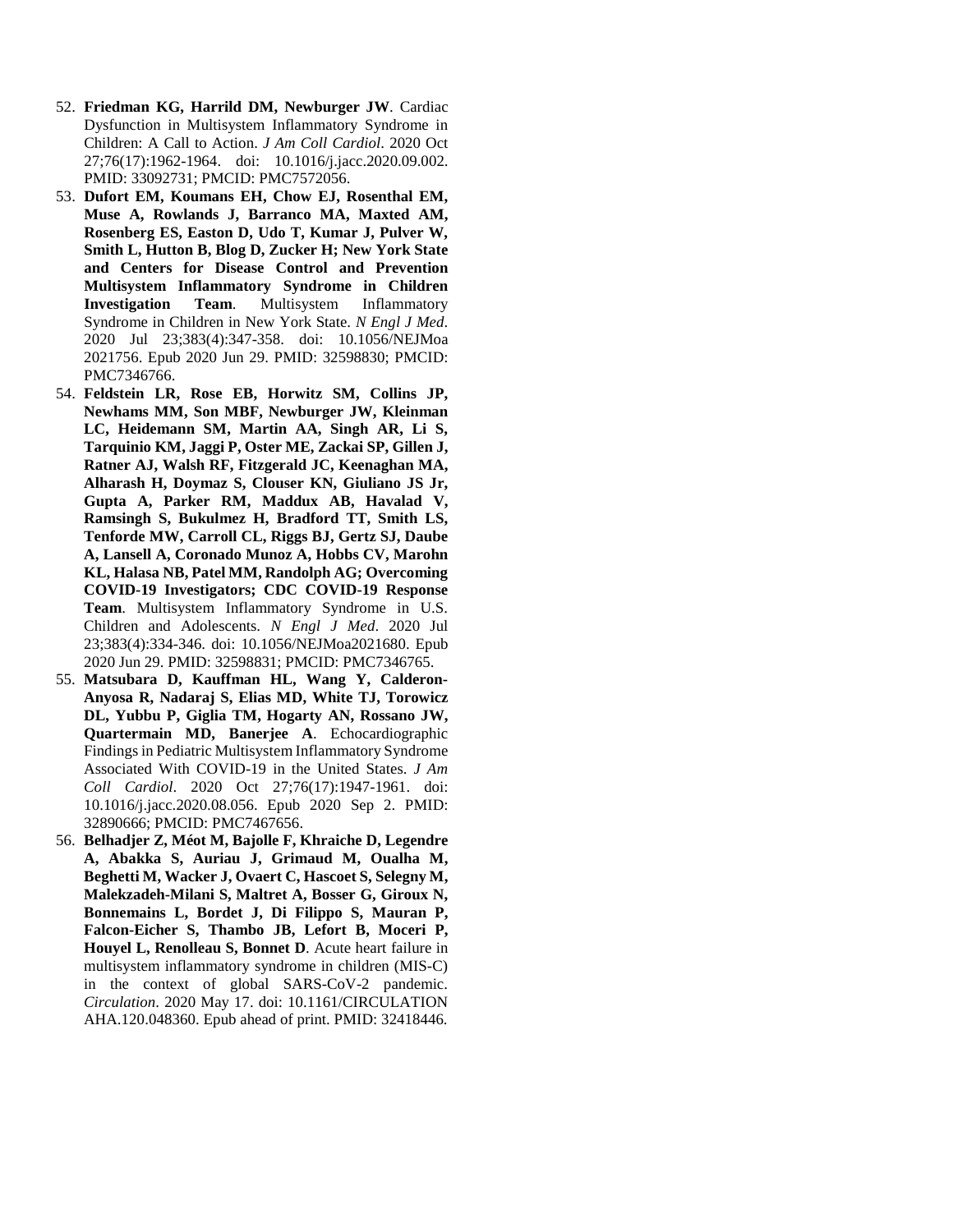52. **Friedman KG, Harrild DM, Newburger JW**. Cardiac Dysfunction in Multisystem Inflammatory Syndrome in Children: A Call to Action. *J Am Coll Cardiol*. 2020 Oct 27;76(17):1962-1964. doi: 10.1016/j.jacc.2020.09.002. PMID: 33092731; PMCID: PMC7572056.
53. **Dufort EM, Koumans EH, Chow EJ, Rosenthal EM, Muse A, Rowlands J, Barranco MA, Maxted AM, Rosenberg ES, Easton D, Udo T, Kumar J, Pulver W, Smith L, Hutton B, Blog D, Zucker H; New York State and Centers for Disease Control and Prevention Multisystem Inflammatory Syndrome in Children Investigation Team**. Multisystem Inflammatory Syndrome in Children in New York State. *N Engl J Med*. 2020 Jul 23;383(4):347-358. doi: 10.1056/NEJMoa 2021756. Epub 2020 Jun 29. PMID: 32598830; PMCID: PMC7346766.
54. **Feldstein LR, Rose EB, Horwitz SM, Collins JP, Newhams MM, Son MBF, Newburger JW, Kleinman LC, Heidemann SM, Martin AA, Singh AR, Li S, Tarquinio KM, Jaggi P, Oster ME, Zackai SP, Gillen J, Ratner AJ, Walsh RF, Fitzgerald JC, Keenaghan MA, Alharash H, Doymaz S, Clouser KN, Giuliano JS Jr, Gupta A, Parker RM, Maddux AB, Havalad V, Ramsingh S, Bukulmez H, Bradford TT, Smith LS, Tenforde MW, Carroll CL, Riggs BJ, Gertz SJ, Daube A, Lansell A, Coronado Munoz A, Hobbs CV, Marohn KL, Halasa NB, Patel MM, Randolph AG; Overcoming COVID-19 Investigators; CDC COVID-19 Response Team**. Multisystem Inflammatory Syndrome in U.S. Children and Adolescents. *N Engl J Med*. 2020 Jul 23;383(4):334-346. doi: 10.1056/NEJMoa2021680. Epub 2020 Jun 29. PMID: 32598831; PMCID: PMC7346765.
55. **Matsubara D, Kauffman HL, Wang Y, Calderon-Anyosa R, Nadaraj S, Elias MD, White TJ, Torowicz DL, Yubbu P, Giglia TM, Hogarty AN, Rossano JW, Quartermain MD, Banerjee A**. Echocardiographic Findings in Pediatric Multisystem Inflammatory Syndrome Associated With COVID-19 in the United States. *J Am Coll Cardiol*. 2020 Oct 27;76(17):1947-1961. doi: 10.1016/j.jacc.2020.08.056. Epub 2020 Sep 2. PMID: 32890666; PMCID: PMC7467656.
56. **Belhadjer Z, Méot M, Bajolle F, Khraiche D, Legendre A, Abakka S, Auriau J, Grimaud M, Oualha M, Beghetti M, Wacker J, Ovaert C, Hascoet S, Selegny M, Malekzadeh-Milani S, Maltret A, Bosser G, Giroux N, Bonnemains L, Bordet J, Di Filippo S, Mauran P, Falcon-Eicher S, Thambo JB, Lefort B, Moceri P, Houyel L, Renolleau S, Bonnet D**. Acute heart failure in multisystem inflammatory syndrome in children (MIS-C) in the context of global SARS-CoV-2 pandemic. *Circulation*. 2020 May 17. doi: 10.1161/CIRCULATION AHA.120.048360. Epub ahead of print. PMID: 32418446.